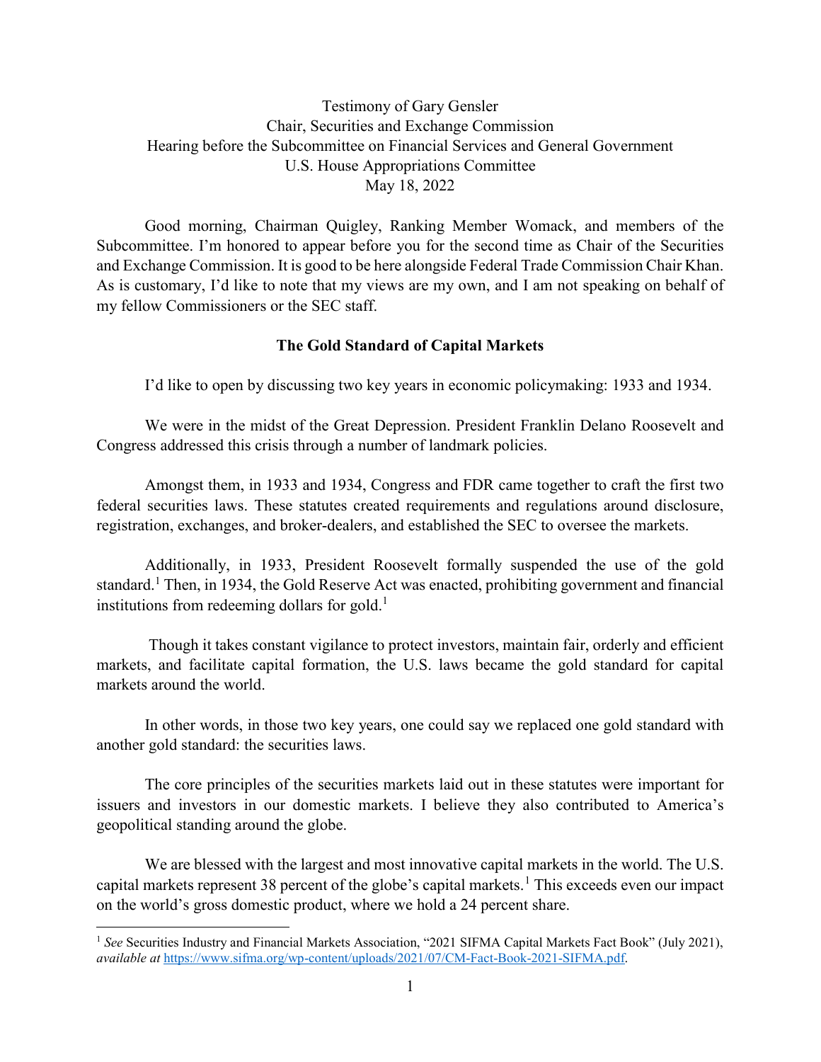Testimony of Gary Gensler
Chair, Securities and Exchange Commission
Hearing before the Subcommittee on Financial Services and General Government
U.S. House Appropriations Committee
May 18, 2022

Good morning, Chairman Quigley, Ranking Member Womack, and members of the Subcommittee. I'm honored to appear before you for the second time as Chair of the Securities and Exchange Commission. It is good to be here alongside Federal Trade Commission Chair Khan. As is customary, I'd like to note that my views are my own, and I am not speaking on behalf of my fellow Commissioners or the SEC staff.

## The Gold Standard of Capital Markets

I'd like to open by discussing two key years in economic policymaking: 1933 and 1934.

We were in the midst of the Great Depression. President Franklin Delano Roosevelt and Congress addressed this crisis through a number of landmark policies.

Amongst them, in 1933 and 1934, Congress and FDR came together to craft the first two federal securities laws. These statutes created requirements and regulations around disclosure, registration, exchanges, and broker-dealers, and established the SEC to oversee the markets.

Additionally, in 1933, President Roosevelt formally suspended the use of the gold standard.[1] Then, in 1934, the Gold Reserve Act was enacted, prohibiting government and financial institutions from redeeming dollars for gold.[1]

Though it takes constant vigilance to protect investors, maintain fair, orderly and efficient markets, and facilitate capital formation, the U.S. laws became the gold standard for capital markets around the world.

In other words, in those two key years, one could say we replaced one gold standard with another gold standard: the securities laws.

The core principles of the securities markets laid out in these statutes were important for issuers and investors in our domestic markets. I believe they also contributed to America's geopolitical standing around the globe.

We are blessed with the largest and most innovative capital markets in the world. The U.S. capital markets represent 38 percent of the globe's capital markets.[1] This exceeds even our impact on the world's gross domestic product, where we hold a 24 percent share.

---

[1] *See* Securities Industry and Financial Markets Association, "2021 SIFMA Capital Markets Fact Book" (July 2021), *available at* https://www.sifma.org/wp-content/uploads/2021/07/CM-Fact-Book-2021-SIFMA.pdf.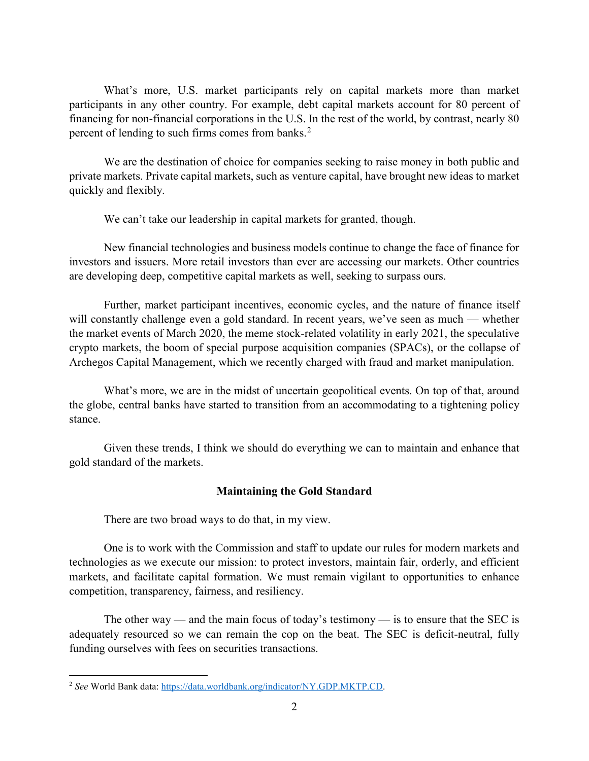What's more, U.S. market participants rely on capital markets more than market participants in any other country. For example, debt capital markets account for 80 percent of financing for non-financial corporations in the U.S. In the rest of the world, by contrast, nearly 80 percent of lending to such firms comes from banks.[2]

We are the destination of choice for companies seeking to raise money in both public and private markets. Private capital markets, such as venture capital, have brought new ideas to market quickly and flexibly.

We can't take our leadership in capital markets for granted, though.

New financial technologies and business models continue to change the face of finance for investors and issuers. More retail investors than ever are accessing our markets. Other countries are developing deep, competitive capital markets as well, seeking to surpass ours.

Further, market participant incentives, economic cycles, and the nature of finance itself will constantly challenge even a gold standard. In recent years, we've seen as much — whether the market events of March 2020, the meme stock-related volatility in early 2021, the speculative crypto markets, the boom of special purpose acquisition companies (SPACs), or the collapse of Archegos Capital Management, which we recently charged with fraud and market manipulation.

What's more, we are in the midst of uncertain geopolitical events. On top of that, around the globe, central banks have started to transition from an accommodating to a tightening policy stance.

Given these trends, I think we should do everything we can to maintain and enhance that gold standard of the markets.

**Maintaining the Gold Standard**

There are two broad ways to do that, in my view.

One is to work with the Commission and staff to update our rules for modern markets and technologies as we execute our mission: to protect investors, maintain fair, orderly, and efficient markets, and facilitate capital formation. We must remain vigilant to opportunities to enhance competition, transparency, fairness, and resiliency.

The other way — and the main focus of today's testimony — is to ensure that the SEC is adequately resourced so we can remain the cop on the beat. The SEC is deficit-neutral, fully funding ourselves with fees on securities transactions.

---

[2] *See* World Bank data: https://data.worldbank.org/indicator/NY.GDP.MKTP.CD.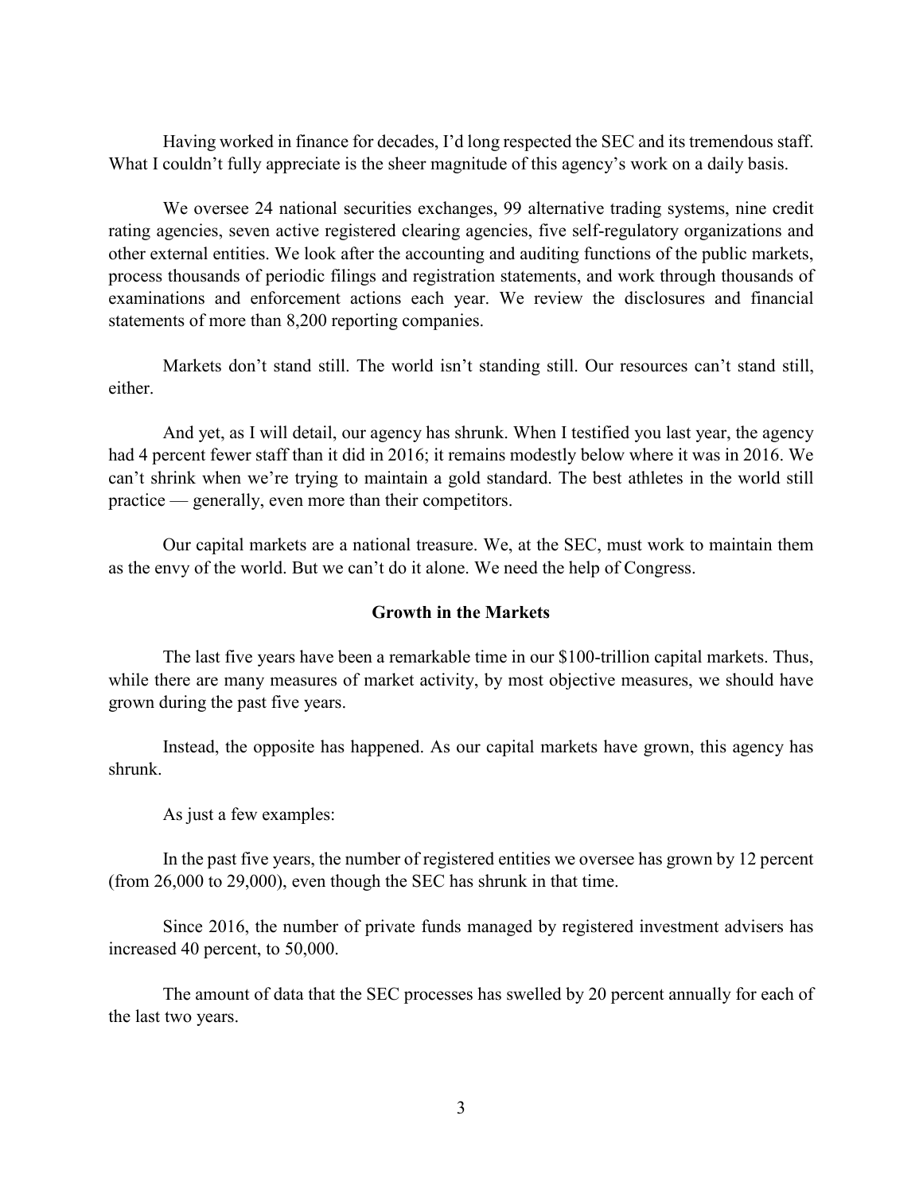Having worked in finance for decades, I'd long respected the SEC and its tremendous staff. What I couldn't fully appreciate is the sheer magnitude of this agency's work on a daily basis.

We oversee 24 national securities exchanges, 99 alternative trading systems, nine credit rating agencies, seven active registered clearing agencies, five self-regulatory organizations and other external entities. We look after the accounting and auditing functions of the public markets, process thousands of periodic filings and registration statements, and work through thousands of examinations and enforcement actions each year. We review the disclosures and financial statements of more than 8,200 reporting companies.

Markets don't stand still. The world isn't standing still. Our resources can't stand still, either.

And yet, as I will detail, our agency has shrunk. When I testified you last year, the agency had 4 percent fewer staff than it did in 2016; it remains modestly below where it was in 2016. We can't shrink when we're trying to maintain a gold standard. The best athletes in the world still practice — generally, even more than their competitors.

Our capital markets are a national treasure. We, at the SEC, must work to maintain them as the envy of the world. But we can't do it alone. We need the help of Congress.

## Growth in the Markets

The last five years have been a remarkable time in our $100-trillion capital markets. Thus, while there are many measures of market activity, by most objective measures, we should have grown during the past five years.

Instead, the opposite has happened. As our capital markets have grown, this agency has shrunk.

As just a few examples:

In the past five years, the number of registered entities we oversee has grown by 12 percent (from 26,000 to 29,000), even though the SEC has shrunk in that time.

Since 2016, the number of private funds managed by registered investment advisers has increased 40 percent, to 50,000.

The amount of data that the SEC processes has swelled by 20 percent annually for each of the last two years.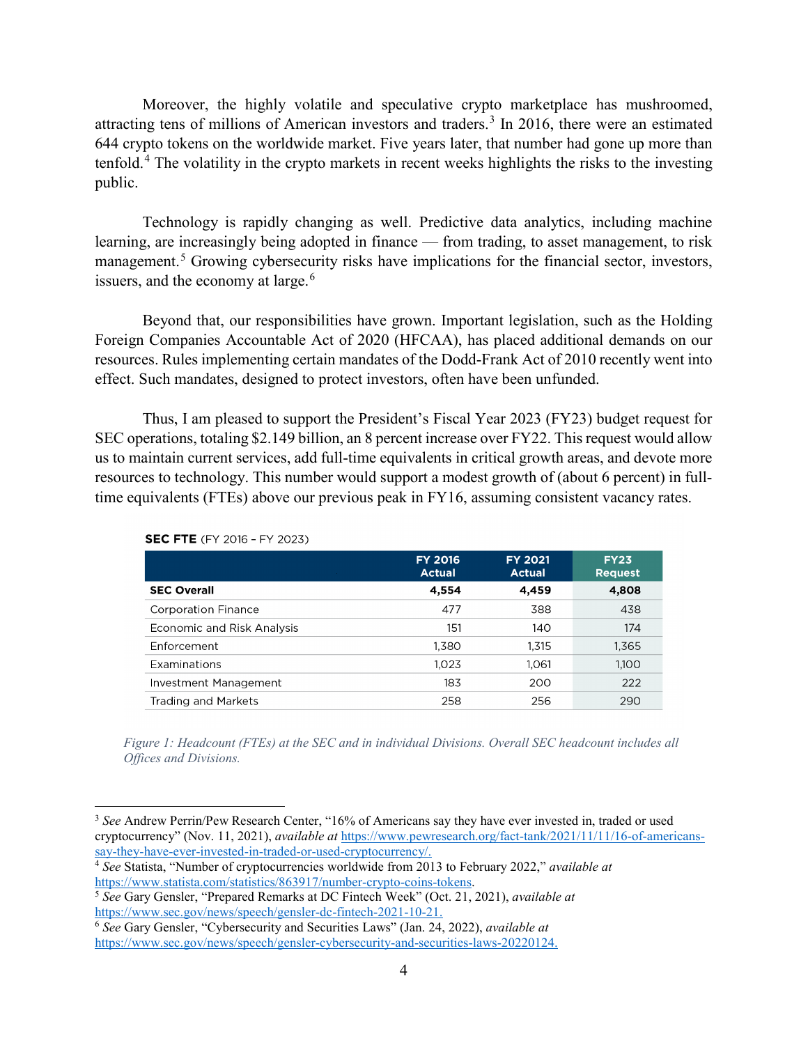Moreover, the highly volatile and speculative crypto marketplace has mushroomed, attracting tens of millions of American investors and traders.[3] In 2016, there were an estimated 644 crypto tokens on the worldwide market. Five years later, that number had gone up more than tenfold.[4] The volatility in the crypto markets in recent weeks highlights the risks to the investing public.

Technology is rapidly changing as well. Predictive data analytics, including machine learning, are increasingly being adopted in finance — from trading, to asset management, to risk management.[5] Growing cybersecurity risks have implications for the financial sector, investors, issuers, and the economy at large.[6]

Beyond that, our responsibilities have grown. Important legislation, such as the Holding Foreign Companies Accountable Act of 2020 (HFCAA), has placed additional demands on our resources. Rules implementing certain mandates of the Dodd-Frank Act of 2010 recently went into effect. Such mandates, designed to protect investors, often have been unfunded.

Thus, I am pleased to support the President's Fiscal Year 2023 (FY23) budget request for SEC operations, totaling $2.149 billion, an 8 percent increase over FY22. This request would allow us to maintain current services, add full-time equivalents in critical growth areas, and devote more resources to technology. This number would support a modest growth of (about 6 percent) in full-time equivalents (FTEs) above our previous peak in FY16, assuming consistent vacancy rates.

**SEC FTE** (FY 2016 – FY 2023)

| | FY 2016 Actual | FY 2021 Actual | FY23 Request |
|---|---|---|---|
| **SEC Overall** | **4,554** | **4,459** | **4,808** |
| Corporation Finance | 477 | 388 | 438 |
| Economic and Risk Analysis | 151 | 140 | 174 |
| Enforcement | 1,380 | 1,315 | 1,365 |
| Examinations | 1,023 | 1,061 | 1,100 |
| Investment Management | 183 | 200 | 222 |
| Trading and Markets | 258 | 256 | 290 |

*Figure 1: Headcount (FTEs) at the SEC and in individual Divisions. Overall SEC headcount includes all Offices and Divisions.*

---

[3] *See* Andrew Perrin/Pew Research Center, "16% of Americans say they have ever invested in, traded or used cryptocurrency" (Nov. 11, 2021), *available at* https://www.pewresearch.org/fact-tank/2021/11/11/16-of-americans-say-they-have-ever-invested-in-traded-or-used-cryptocurrency/.

[4] *See* Statista, "Number of cryptocurrencies worldwide from 2013 to February 2022," *available at* https://www.statista.com/statistics/863917/number-crypto-coins-tokens.

[5] *See* Gary Gensler, "Prepared Remarks at DC Fintech Week" (Oct. 21, 2021), *available at* https://www.sec.gov/news/speech/gensler-dc-fintech-2021-10-21.

[6] *See* Gary Gensler, "Cybersecurity and Securities Laws" (Jan. 24, 2022), *available at* https://www.sec.gov/news/speech/gensler-cybersecurity-and-securities-laws-20220124.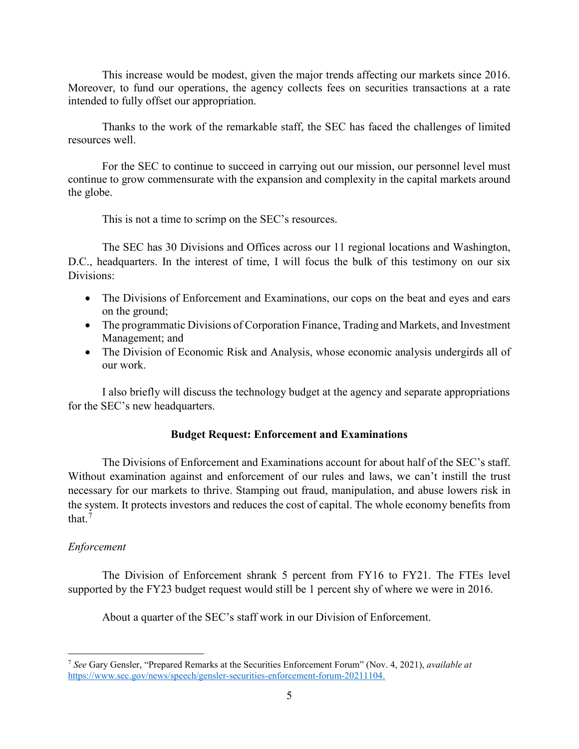This increase would be modest, given the major trends affecting our markets since 2016. Moreover, to fund our operations, the agency collects fees on securities transactions at a rate intended to fully offset our appropriation.

Thanks to the work of the remarkable staff, the SEC has faced the challenges of limited resources well.

For the SEC to continue to succeed in carrying out our mission, our personnel level must continue to grow commensurate with the expansion and complexity in the capital markets around the globe.

This is not a time to scrimp on the SEC's resources.

The SEC has 30 Divisions and Offices across our 11 regional locations and Washington, D.C., headquarters. In the interest of time, I will focus the bulk of this testimony on our six Divisions:

- The Divisions of Enforcement and Examinations, our cops on the beat and eyes and ears on the ground;
- The programmatic Divisions of Corporation Finance, Trading and Markets, and Investment Management; and
- The Division of Economic Risk and Analysis, whose economic analysis undergirds all of our work.

I also briefly will discuss the technology budget at the agency and separate appropriations for the SEC's new headquarters.

**Budget Request: Enforcement and Examinations**

The Divisions of Enforcement and Examinations account for about half of the SEC's staff. Without examination against and enforcement of our rules and laws, we can't instill the trust necessary for our markets to thrive. Stamping out fraud, manipulation, and abuse lowers risk in the system. It protects investors and reduces the cost of capital. The whole economy benefits from that.[7]

*Enforcement*

The Division of Enforcement shrank 5 percent from FY16 to FY21. The FTEs level supported by the FY23 budget request would still be 1 percent shy of where we were in 2016.

About a quarter of the SEC's staff work in our Division of Enforcement.

---

[7] *See* Gary Gensler, "Prepared Remarks at the Securities Enforcement Forum" (Nov. 4, 2021), *available at* https://www.sec.gov/news/speech/gensler-securities-enforcement-forum-20211104.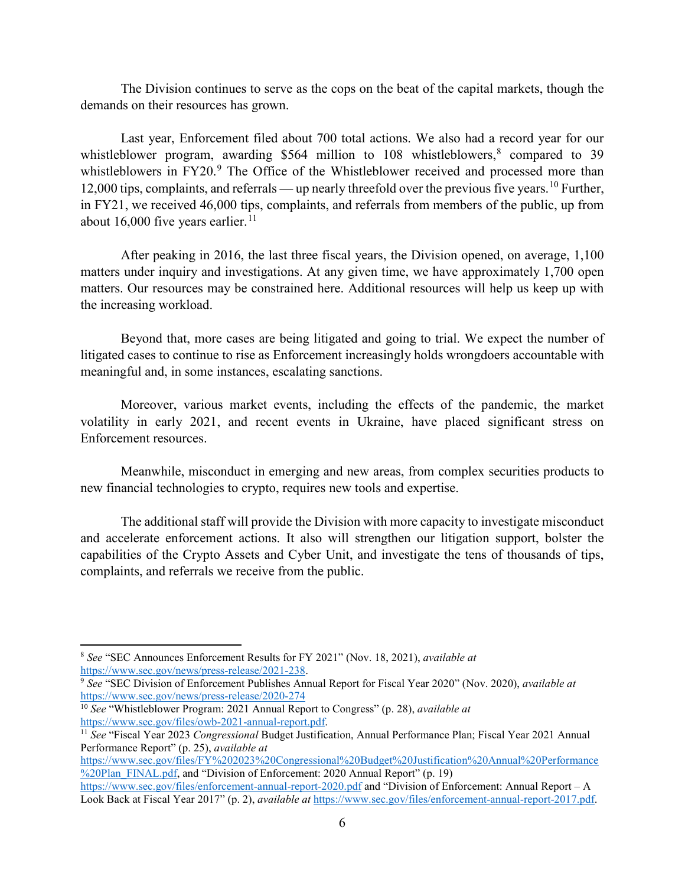The Division continues to serve as the cops on the beat of the capital markets, though the demands on their resources has grown.

Last year, Enforcement filed about 700 total actions. We also had a record year for our whistleblower program, awarding $564 million to 108 whistleblowers,[8] compared to 39 whistleblowers in FY20.[9] The Office of the Whistleblower received and processed more than 12,000 tips, complaints, and referrals — up nearly threefold over the previous five years.[10] Further, in FY21, we received 46,000 tips, complaints, and referrals from members of the public, up from about 16,000 five years earlier.[11]

After peaking in 2016, the last three fiscal years, the Division opened, on average, 1,100 matters under inquiry and investigations. At any given time, we have approximately 1,700 open matters. Our resources may be constrained here. Additional resources will help us keep up with the increasing workload.

Beyond that, more cases are being litigated and going to trial. We expect the number of litigated cases to continue to rise as Enforcement increasingly holds wrongdoers accountable with meaningful and, in some instances, escalating sanctions.

Moreover, various market events, including the effects of the pandemic, the market volatility in early 2021, and recent events in Ukraine, have placed significant stress on Enforcement resources.

Meanwhile, misconduct in emerging and new areas, from complex securities products to new financial technologies to crypto, requires new tools and expertise.

The additional staff will provide the Division with more capacity to investigate misconduct and accelerate enforcement actions. It also will strengthen our litigation support, bolster the capabilities of the Crypto Assets and Cyber Unit, and investigate the tens of thousands of tips, complaints, and referrals we receive from the public.

---

[8] *See* "SEC Announces Enforcement Results for FY 2021" (Nov. 18, 2021), *available at* https://www.sec.gov/news/press-release/2021-238.

[9] *See* "SEC Division of Enforcement Publishes Annual Report for Fiscal Year 2020" (Nov. 2020), *available at* https://www.sec.gov/news/press-release/2020-274

[10] *See* "Whistleblower Program: 2021 Annual Report to Congress" (p. 28), *available at* https://www.sec.gov/files/owb-2021-annual-report.pdf.

[11] *See* "Fiscal Year 2023 *Congressional* Budget Justification, Annual Performance Plan; Fiscal Year 2021 Annual Performance Report" (p. 25), *available at* https://www.sec.gov/files/FY%202023%20Congressional%20Budget%20Justification%20Annual%20Performance%20Plan_FINAL.pdf, and "Division of Enforcement: 2020 Annual Report" (p. 19) https://www.sec.gov/files/enforcement-annual-report-2020.pdf and "Division of Enforcement: Annual Report – A Look Back at Fiscal Year 2017" (p. 2), *available at* https://www.sec.gov/files/enforcement-annual-report-2017.pdf.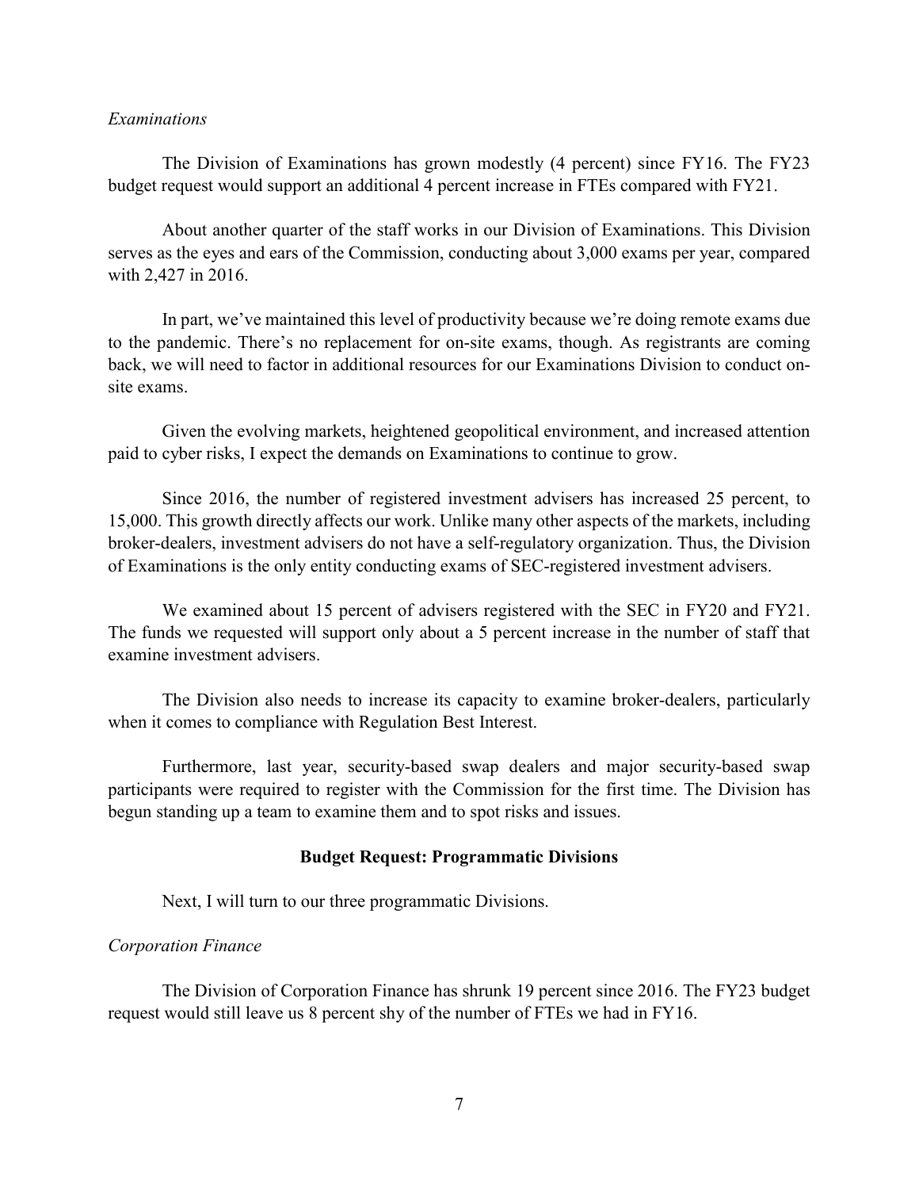*Examinations*

The Division of Examinations has grown modestly (4 percent) since FY16. The FY23 budget request would support an additional 4 percent increase in FTEs compared with FY21.

About another quarter of the staff works in our Division of Examinations. This Division serves as the eyes and ears of the Commission, conducting about 3,000 exams per year, compared with 2,427 in 2016.

In part, we've maintained this level of productivity because we're doing remote exams due to the pandemic. There's no replacement for on-site exams, though. As registrants are coming back, we will need to factor in additional resources for our Examinations Division to conduct on-site exams.

Given the evolving markets, heightened geopolitical environment, and increased attention paid to cyber risks, I expect the demands on Examinations to continue to grow.

Since 2016, the number of registered investment advisers has increased 25 percent, to 15,000. This growth directly affects our work. Unlike many other aspects of the markets, including broker-dealers, investment advisers do not have a self-regulatory organization. Thus, the Division of Examinations is the only entity conducting exams of SEC-registered investment advisers.

We examined about 15 percent of advisers registered with the SEC in FY20 and FY21. The funds we requested will support only about a 5 percent increase in the number of staff that examine investment advisers.

The Division also needs to increase its capacity to examine broker-dealers, particularly when it comes to compliance with Regulation Best Interest.

Furthermore, last year, security-based swap dealers and major security-based swap participants were required to register with the Commission for the first time. The Division has begun standing up a team to examine them and to spot risks and issues.

## Budget Request: Programmatic Divisions

Next, I will turn to our three programmatic Divisions.

*Corporation Finance*

The Division of Corporation Finance has shrunk 19 percent since 2016. The FY23 budget request would still leave us 8 percent shy of the number of FTEs we had in FY16.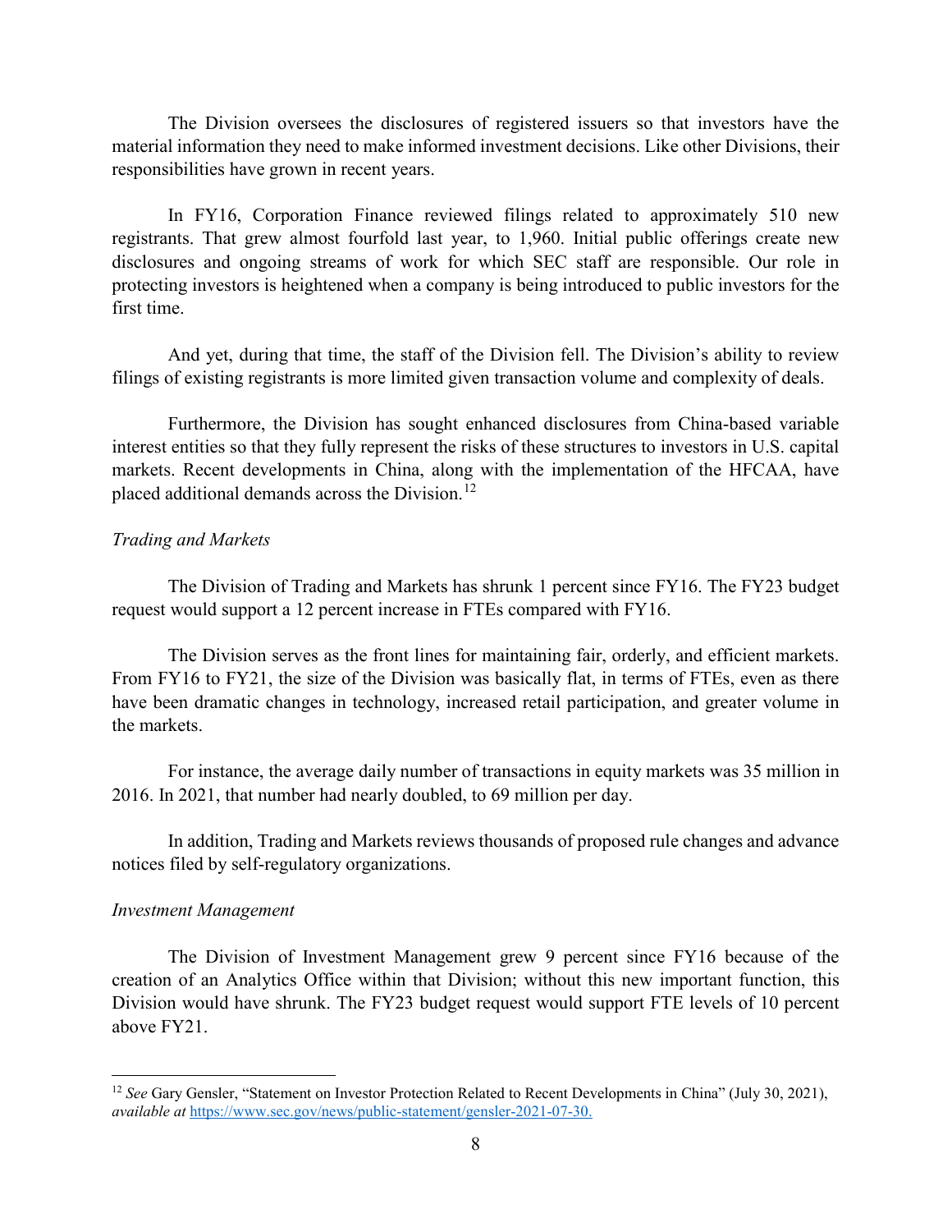The Division oversees the disclosures of registered issuers so that investors have the material information they need to make informed investment decisions. Like other Divisions, their responsibilities have grown in recent years.

In FY16, Corporation Finance reviewed filings related to approximately 510 new registrants. That grew almost fourfold last year, to 1,960. Initial public offerings create new disclosures and ongoing streams of work for which SEC staff are responsible. Our role in protecting investors is heightened when a company is being introduced to public investors for the first time.

And yet, during that time, the staff of the Division fell. The Division's ability to review filings of existing registrants is more limited given transaction volume and complexity of deals.

Furthermore, the Division has sought enhanced disclosures from China-based variable interest entities so that they fully represent the risks of these structures to investors in U.S. capital markets. Recent developments in China, along with the implementation of the HFCAA, have placed additional demands across the Division.[12]

*Trading and Markets*

The Division of Trading and Markets has shrunk 1 percent since FY16. The FY23 budget request would support a 12 percent increase in FTEs compared with FY16.

The Division serves as the front lines for maintaining fair, orderly, and efficient markets. From FY16 to FY21, the size of the Division was basically flat, in terms of FTEs, even as there have been dramatic changes in technology, increased retail participation, and greater volume in the markets.

For instance, the average daily number of transactions in equity markets was 35 million in 2016. In 2021, that number had nearly doubled, to 69 million per day.

In addition, Trading and Markets reviews thousands of proposed rule changes and advance notices filed by self-regulatory organizations.

*Investment Management*

The Division of Investment Management grew 9 percent since FY16 because of the creation of an Analytics Office within that Division; without this new important function, this Division would have shrunk. The FY23 budget request would support FTE levels of 10 percent above FY21.

---

[12] *See* Gary Gensler, "Statement on Investor Protection Related to Recent Developments in China" (July 30, 2021), *available at* https://www.sec.gov/news/public-statement/gensler-2021-07-30.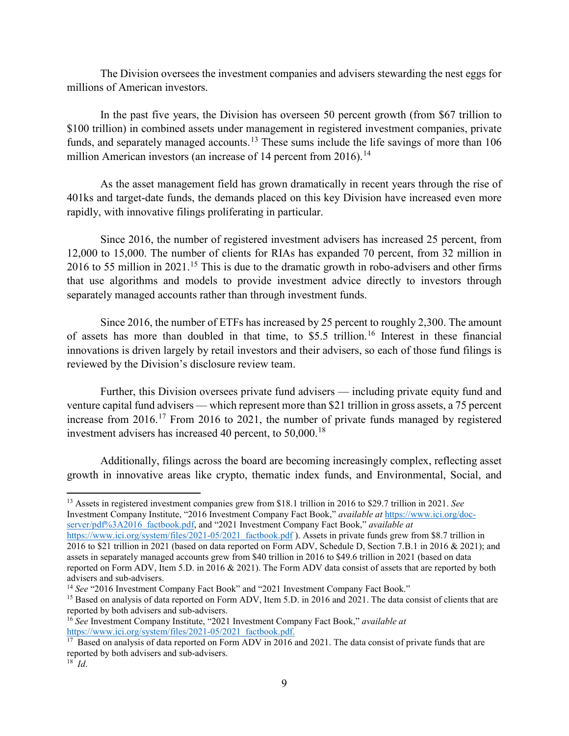The Division oversees the investment companies and advisers stewarding the nest eggs for millions of American investors.

In the past five years, the Division has overseen 50 percent growth (from $67 trillion to $100 trillion) in combined assets under management in registered investment companies, private funds, and separately managed accounts.[13] These sums include the life savings of more than 106 million American investors (an increase of 14 percent from 2016).[14]

As the asset management field has grown dramatically in recent years through the rise of 401ks and target-date funds, the demands placed on this key Division have increased even more rapidly, with innovative filings proliferating in particular.

Since 2016, the number of registered investment advisers has increased 25 percent, from 12,000 to 15,000. The number of clients for RIAs has expanded 70 percent, from 32 million in 2016 to 55 million in 2021.[15] This is due to the dramatic growth in robo-advisers and other firms that use algorithms and models to provide investment advice directly to investors through separately managed accounts rather than through investment funds.

Since 2016, the number of ETFs has increased by 25 percent to roughly 2,300. The amount of assets has more than doubled in that time, to $5.5 trillion.[16] Interest in these financial innovations is driven largely by retail investors and their advisers, so each of those fund filings is reviewed by the Division's disclosure review team.

Further, this Division oversees private fund advisers — including private equity fund and venture capital fund advisers — which represent more than $21 trillion in gross assets, a 75 percent increase from 2016.[17] From 2016 to 2021, the number of private funds managed by registered investment advisers has increased 40 percent, to 50,000.[18]

Additionally, filings across the board are becoming increasingly complex, reflecting asset growth in innovative areas like crypto, thematic index funds, and Environmental, Social, and

---

[13] Assets in registered investment companies grew from $18.1 trillion in 2016 to $29.7 trillion in 2021. *See* Investment Company Institute, "2016 Investment Company Fact Book," *available at* https://www.ici.org/doc-server/pdf%3A2016_factbook.pdf, and "2021 Investment Company Fact Book," *available at* https://www.ici.org/system/files/2021-05/2021_factbook.pdf ). Assets in private funds grew from $8.7 trillion in 2016 to $21 trillion in 2021 (based on data reported on Form ADV, Schedule D, Section 7.B.1 in 2016 & 2021); and assets in separately managed accounts grew from $40 trillion in 2016 to $49.6 trillion in 2021 (based on data reported on Form ADV, Item 5.D. in 2016 & 2021). The Form ADV data consist of assets that are reported by both advisers and sub-advisers.

[14] *See* "2016 Investment Company Fact Book" and "2021 Investment Company Fact Book."

[15] Based on analysis of data reported on Form ADV, Item 5.D. in 2016 and 2021. The data consist of clients that are reported by both advisers and sub-advisers.

[16] *See* Investment Company Institute, "2021 Investment Company Fact Book," *available at* https://www.ici.org/system/files/2021-05/2021_factbook.pdf.

[17] Based on analysis of data reported on Form ADV in 2016 and 2021. The data consist of private funds that are reported by both advisers and sub-advisers.

[18] *Id*.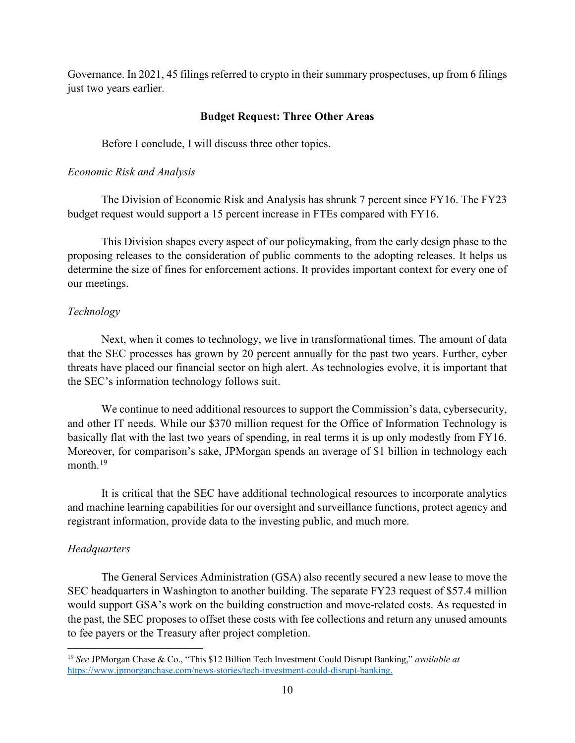Governance. In 2021, 45 filings referred to crypto in their summary prospectuses, up from 6 filings just two years earlier.

**Budget Request: Three Other Areas**

Before I conclude, I will discuss three other topics.

*Economic Risk and Analysis*

The Division of Economic Risk and Analysis has shrunk 7 percent since FY16. The FY23 budget request would support a 15 percent increase in FTEs compared with FY16.

This Division shapes every aspect of our policymaking, from the early design phase to the proposing releases to the consideration of public comments to the adopting releases. It helps us determine the size of fines for enforcement actions. It provides important context for every one of our meetings.

*Technology*

Next, when it comes to technology, we live in transformational times. The amount of data that the SEC processes has grown by 20 percent annually for the past two years. Further, cyber threats have placed our financial sector on high alert. As technologies evolve, it is important that the SEC's information technology follows suit.

We continue to need additional resources to support the Commission's data, cybersecurity, and other IT needs. While our $370 million request for the Office of Information Technology is basically flat with the last two years of spending, in real terms it is up only modestly from FY16. Moreover, for comparison's sake, JPMorgan spends an average of $1 billion in technology each month.[19]

It is critical that the SEC have additional technological resources to incorporate analytics and machine learning capabilities for our oversight and surveillance functions, protect agency and registrant information, provide data to the investing public, and much more.

*Headquarters*

The General Services Administration (GSA) also recently secured a new lease to move the SEC headquarters in Washington to another building. The separate FY23 request of $57.4 million would support GSA's work on the building construction and move-related costs. As requested in the past, the SEC proposes to offset these costs with fee collections and return any unused amounts to fee payers or the Treasury after project completion.

---

[19] *See* JPMorgan Chase & Co., "This $12 Billion Tech Investment Could Disrupt Banking," *available at* https://www.jpmorganchase.com/news-stories/tech-investment-could-disrupt-banking.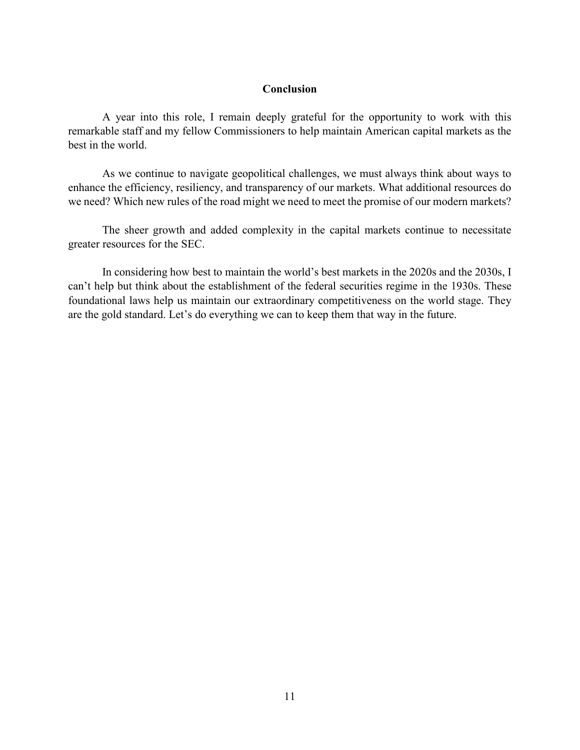## Conclusion

A year into this role, I remain deeply grateful for the opportunity to work with this remarkable staff and my fellow Commissioners to help maintain American capital markets as the best in the world.

As we continue to navigate geopolitical challenges, we must always think about ways to enhance the efficiency, resiliency, and transparency of our markets. What additional resources do we need? Which new rules of the road might we need to meet the promise of our modern markets?

The sheer growth and added complexity in the capital markets continue to necessitate greater resources for the SEC.

In considering how best to maintain the world's best markets in the 2020s and the 2030s, I can't help but think about the establishment of the federal securities regime in the 1930s. These foundational laws help us maintain our extraordinary competitiveness on the world stage. They are the gold standard. Let's do everything we can to keep them that way in the future.